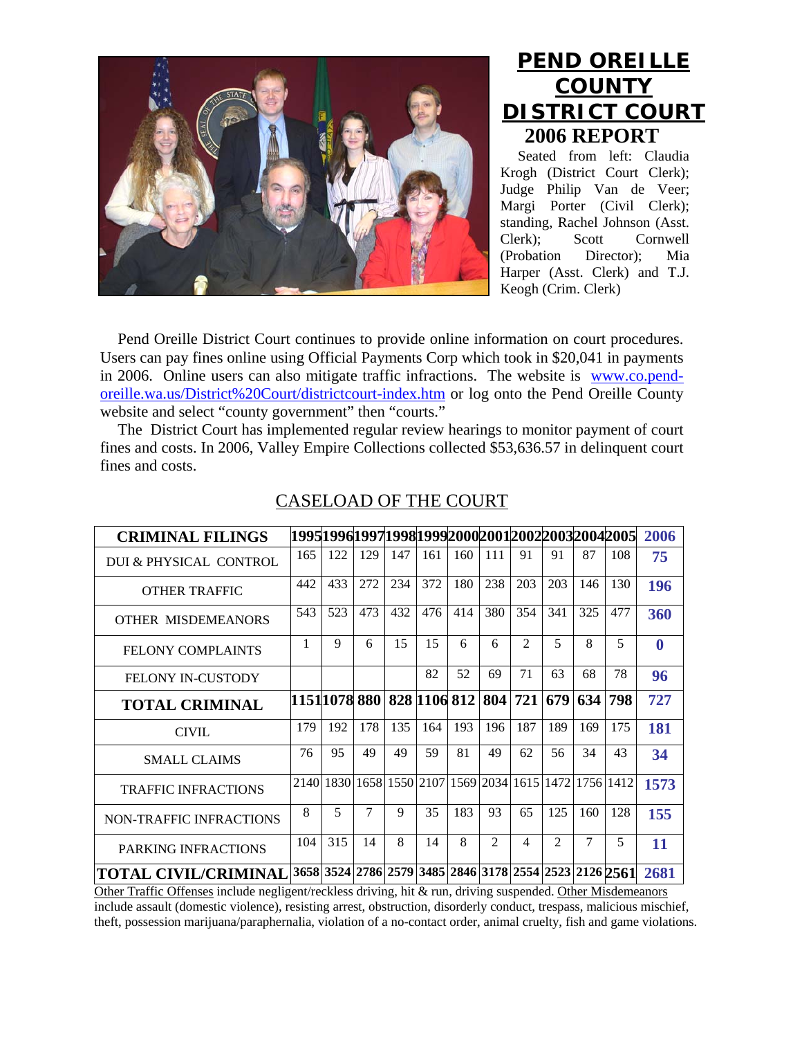# PEND OREILLE COUNTY DISTRICT COURT

## 2006 REPORT

Seated from left: Claudia Krogh (District Court Clerk); Judge Philip Van de Veer; Margi Porter (Civil Clerk); standing, Rachel Johnson (Asst. Clerk); Scott Cornwell (Probation Director); Mia Harper (Asst. Clerk) and T.J. Keogh (Crim. Clerk)

Pend Oreille District Court continues to provide online information on court procedures. Users can pay fines online using Official Payments Corp which took in $20,041 in payments in 2006. Online users can also mitigate traffic infractions. The website is [www.co.pend-oreille.wa.us/District%20Court/districtcourt-index.htm](www.co.pend-oreille.wa.us/District%20Court/districtcourt-index.htm) or log onto the Pend Oreille County website and select "county government" then "courts."

The District Court has implemented regular review hearings to monitor payment of court fines and costs. In 2006, Valley Empire Collections collected $53,636.57 in delinquent court fines and costs.

## CASELOAD OF THE COURT

| CRIMINAL FILINGS | 1995 | 1996 | 1997 | 1998 | 1999 | 2000 | 2001 | 2002 | 2003 | 2004 | 2005 | 2006 |
|---|---|---|---|---|---|---|---|---|---|---|---|---|
| DUI & PHYSICAL CONTROL | 165 | 122 | 129 | 147 | 161 | 160 | 111 | 91 | 91 | 87 | 108 | **75** |
| OTHER TRAFFIC | 442 | 433 | 272 | 234 | 372 | 180 | 238 | 203 | 203 | 146 | 130 | **196** |
| OTHER MISDEMEANORS | 543 | 523 | 473 | 432 | 476 | 414 | 380 | 354 | 341 | 325 | 477 | **360** |
| FELONY COMPLAINTS | 1 | 9 | 6 | 15 | 15 | 6 | 6 | 2 | 5 | 8 | 5 | **0** |
| FELONY IN-CUSTODY | | | | | 82 | 52 | 69 | 71 | 63 | 68 | 78 | **96** |
| **TOTAL CRIMINAL** | **1151** | **1078** | **880** | **828** | **1106** | **812** | **804** | **721** | **679** | **634** | **798** | **727** |
| CIVIL | 179 | 192 | 178 | 135 | 164 | 193 | 196 | 187 | 189 | 169 | 175 | **181** |
| SMALL CLAIMS | 76 | 95 | 49 | 49 | 59 | 81 | 49 | 62 | 56 | 34 | 43 | **34** |
| TRAFFIC INFRACTIONS | 2140 | 1830 | 1658 | 1550 | 2107 | 1569 | 2034 | 1615 | 1472 | 1756 | 1412 | **1573** |
| NON-TRAFFIC INFRACTIONS | 8 | 5 | 7 | 9 | 35 | 183 | 93 | 65 | 125 | 160 | 128 | **155** |
| PARKING INFRACTIONS | 104 | 315 | 14 | 8 | 14 | 8 | 2 | 4 | 2 | 7 | 5 | **11** |
| **TOTAL CIVIL/CRIMINAL** | **3658** | **3524** | **2786** | **2579** | **3485** | **2846** | **3178** | **2554** | **2523** | **2126** | **2561** | **2681** |

Other Traffic Offenses include negligent/reckless driving, hit & run, driving suspended. Other Misdemeanors include assault (domestic violence), resisting arrest, obstruction, disorderly conduct, trespass, malicious mischief, theft, possession marijuana/paraphernalia, violation of a no-contact order, animal cruelty, fish and game violations.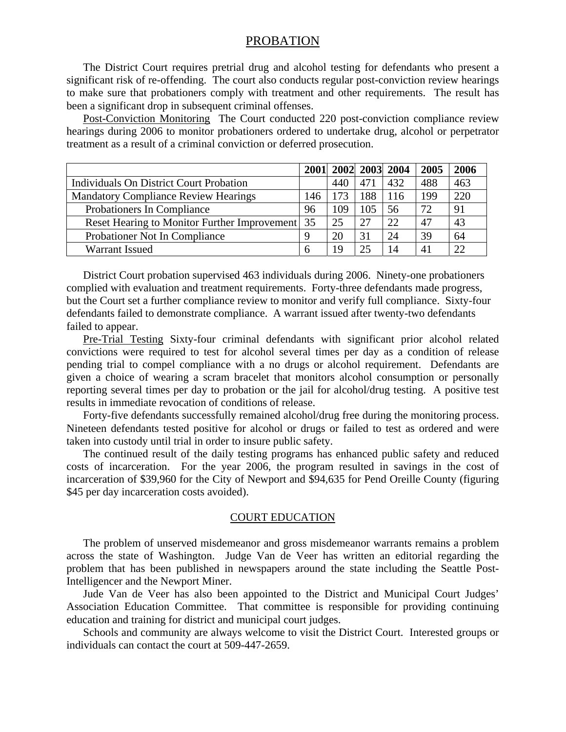## PROBATION

The District Court requires pretrial drug and alcohol testing for defendants who present a significant risk of re-offending. The court also conducts regular post-conviction review hearings to make sure that probationers comply with treatment and other requirements. The result has been a significant drop in subsequent criminal offenses.

Post-Conviction Monitoring The Court conducted 220 post-conviction compliance review hearings during 2006 to monitor probationers ordered to undertake drug, alcohol or perpetrator treatment as a result of a criminal conviction or deferred prosecution.

| | **2001** | **2002** | **2003** | **2004** | **2005** | **2006** |
|---|---|---|---|---|---|---|
| Individuals On District Court Probation | | 440 | 471 | 432 | 488 | 463 |
| Mandatory Compliance Review Hearings | 146 | 173 | 188 | 116 | 199 | 220 |
| Probationers In Compliance | 96 | 109 | 105 | 56 | 72 | 91 |
| Reset Hearing to Monitor Further Improvement | 35 | 25 | 27 | 22 | 47 | 43 |
| Probationer Not In Compliance | 9 | 20 | 31 | 24 | 39 | 64 |
| Warrant Issued | 6 | 19 | 25 | 14 | 41 | 22 |

District Court probation supervised 463 individuals during 2006. Ninety-one probationers complied with evaluation and treatment requirements. Forty-three defendants made progress, but the Court set a further compliance review to monitor and verify full compliance. Sixty-four defendants failed to demonstrate compliance. A warrant issued after twenty-two defendants failed to appear.

Pre-Trial Testing Sixty-four criminal defendants with significant prior alcohol related convictions were required to test for alcohol several times per day as a condition of release pending trial to compel compliance with a no drugs or alcohol requirement. Defendants are given a choice of wearing a scram bracelet that monitors alcohol consumption or personally reporting several times per day to probation or the jail for alcohol/drug testing. A positive test results in immediate revocation of conditions of release.

Forty-five defendants successfully remained alcohol/drug free during the monitoring process. Nineteen defendants tested positive for alcohol or drugs or failed to test as ordered and were taken into custody until trial in order to insure public safety.

The continued result of the daily testing programs has enhanced public safety and reduced costs of incarceration. For the year 2006, the program resulted in savings in the cost of incarceration of $39,960 for the City of Newport and $94,635 for Pend Oreille County (figuring $45 per day incarceration costs avoided).

## COURT EDUCATION

The problem of unserved misdemeanor and gross misdemeanor warrants remains a problem across the state of Washington. Judge Van de Veer has written an editorial regarding the problem that has been published in newspapers around the state including the Seattle Post-Intelligencer and the Newport Miner.

Jude Van de Veer has also been appointed to the District and Municipal Court Judges' Association Education Committee. That committee is responsible for providing continuing education and training for district and municipal court judges.

Schools and community are always welcome to visit the District Court. Interested groups or individuals can contact the court at 509-447-2659.